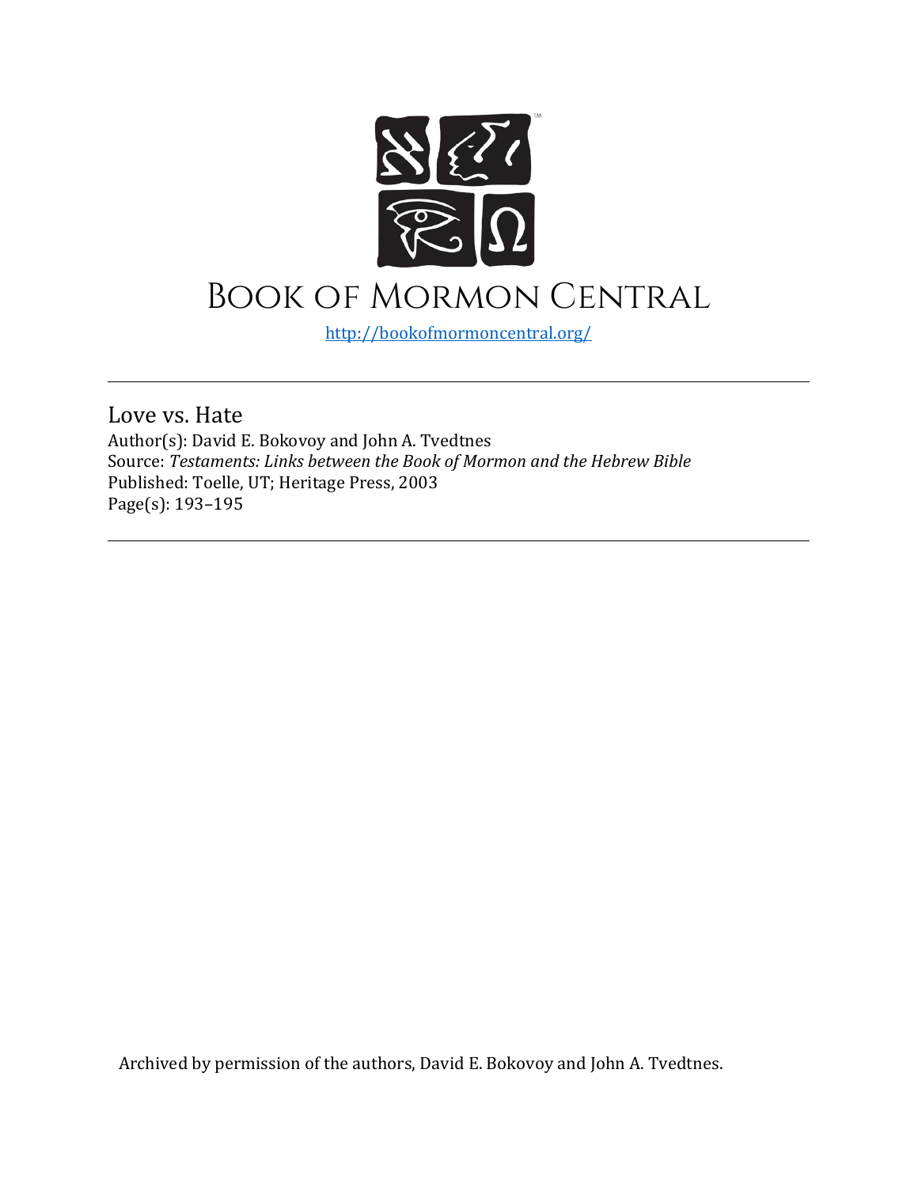# Book of Mormon Central

http://bookofmormoncentral.org/

---

Love vs. Hate

Author(s): David E. Bokovoy and John A. Tvedtnes

Source: *Testaments: Links between the Book of Mormon and the Hebrew Bible*

Published: Toelle, UT; Heritage Press, 2003

Page(s): 193–195

---

Archived by permission of the authors, David E. Bokovoy and John A. Tvedtnes.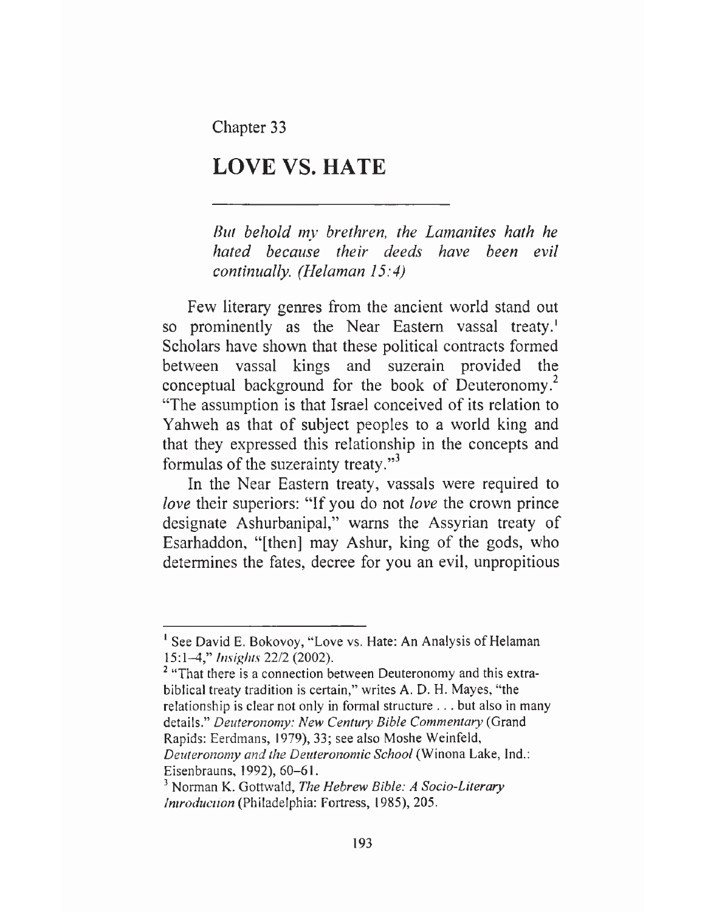Chapter 33

# LOVE VS. HATE

*But behold my brethren, the Lamanites hath he hated because their deeds have been evil continually. (Helaman 15:4)*

Few literary genres from the ancient world stand out so prominently as the Near Eastern vassal treaty.[1] Scholars have shown that these political contracts formed between vassal kings and suzerain provided the conceptual background for the book of Deuteronomy.[2] "The assumption is that Israel conceived of its relation to Yahweh as that of subject peoples to a world king and that they expressed this relationship in the concepts and formulas of the suzerainty treaty."[3]

In the Near Eastern treaty, vassals were required to *love* their superiors: "If you do not *love* the crown prince designate Ashurbanipal," warns the Assyrian treaty of Esarhaddon, "[then] may Ashur, king of the gods, who determines the fates, decree for you an evil, unpropitious

---

[1] See David E. Bokovoy, "Love vs. Hate: An Analysis of Helaman 15:1–4," *Insights* 22/2 (2002).

[2] "That there is a connection between Deuteronomy and this extra-biblical treaty tradition is certain," writes A. D. H. Mayes, "the relationship is clear not only in formal structure . . . but also in many details." *Deuteronomy: New Century Bible Commentary* (Grand Rapids: Eerdmans, 1979), 33; see also Moshe Weinfeld, *Deuteronomy and the Deuteronomic School* (Winona Lake, Ind.: Eisenbrauns, 1992), 60–61.

[3] Norman K. Gottwald, *The Hebrew Bible: A Socio-Literary Introduction* (Philadelphia: Fortress, 1985), 205.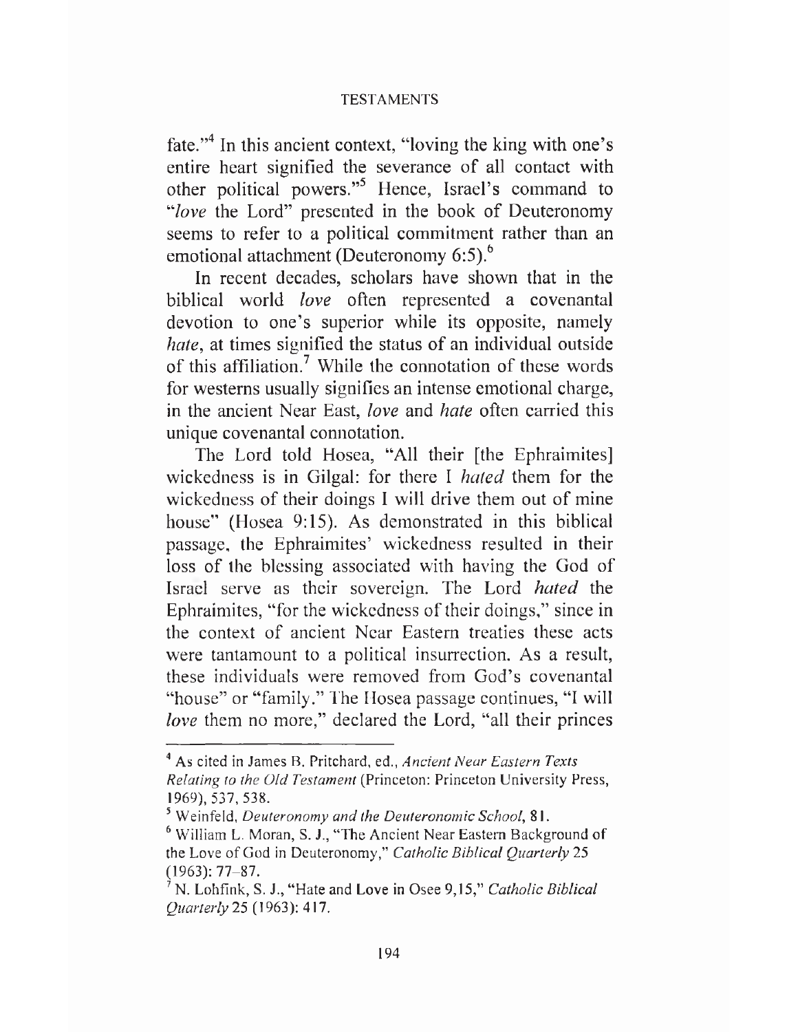fate."[4] In this ancient context, "loving the king with one's entire heart signified the severance of all contact with other political powers."[5] Hence, Israel's command to "*love* the Lord" presented in the book of Deuteronomy seems to refer to a political commitment rather than an emotional attachment (Deuteronomy 6:5).[6]

In recent decades, scholars have shown that in the biblical world *love* often represented a covenantal devotion to one's superior while its opposite, namely *hate*, at times signified the status of an individual outside of this affiliation.[7] While the connotation of these words for westerns usually signifies an intense emotional charge, in the ancient Near East, *love* and *hate* often carried this unique covenantal connotation.

The Lord told Hosea, "All their [the Ephraimites] wickedness is in Gilgal: for there I *hated* them for the wickedness of their doings I will drive them out of mine house" (Hosea 9:15). As demonstrated in this biblical passage, the Ephraimites' wickedness resulted in their loss of the blessing associated with having the God of Israel serve as their sovereign. The Lord *hated* the Ephraimites, "for the wickedness of their doings," since in the context of ancient Near Eastern treaties these acts were tantamount to a political insurrection. As a result, these individuals were removed from God's covenantal "house" or "family." The Hosea passage continues, "I will *love* them no more," declared the Lord, "all their princes

---

[4] As cited in James B. Pritchard, ed., *Ancient Near Eastern Texts Relating to the Old Testament* (Princeton: Princeton University Press, 1969), 537, 538.

[5] Weinfeld, *Deuteronomy and the Deuteronomic School*, 81.

[6] William L. Moran, S. J., "The Ancient Near Eastern Background of the Love of God in Deuteronomy," *Catholic Biblical Quarterly* 25 (1963): 77–87.

[7] N. Lohfink, S. J., "Hate and Love in Osee 9,15," *Catholic Biblical Quarterly* 25 (1963): 417.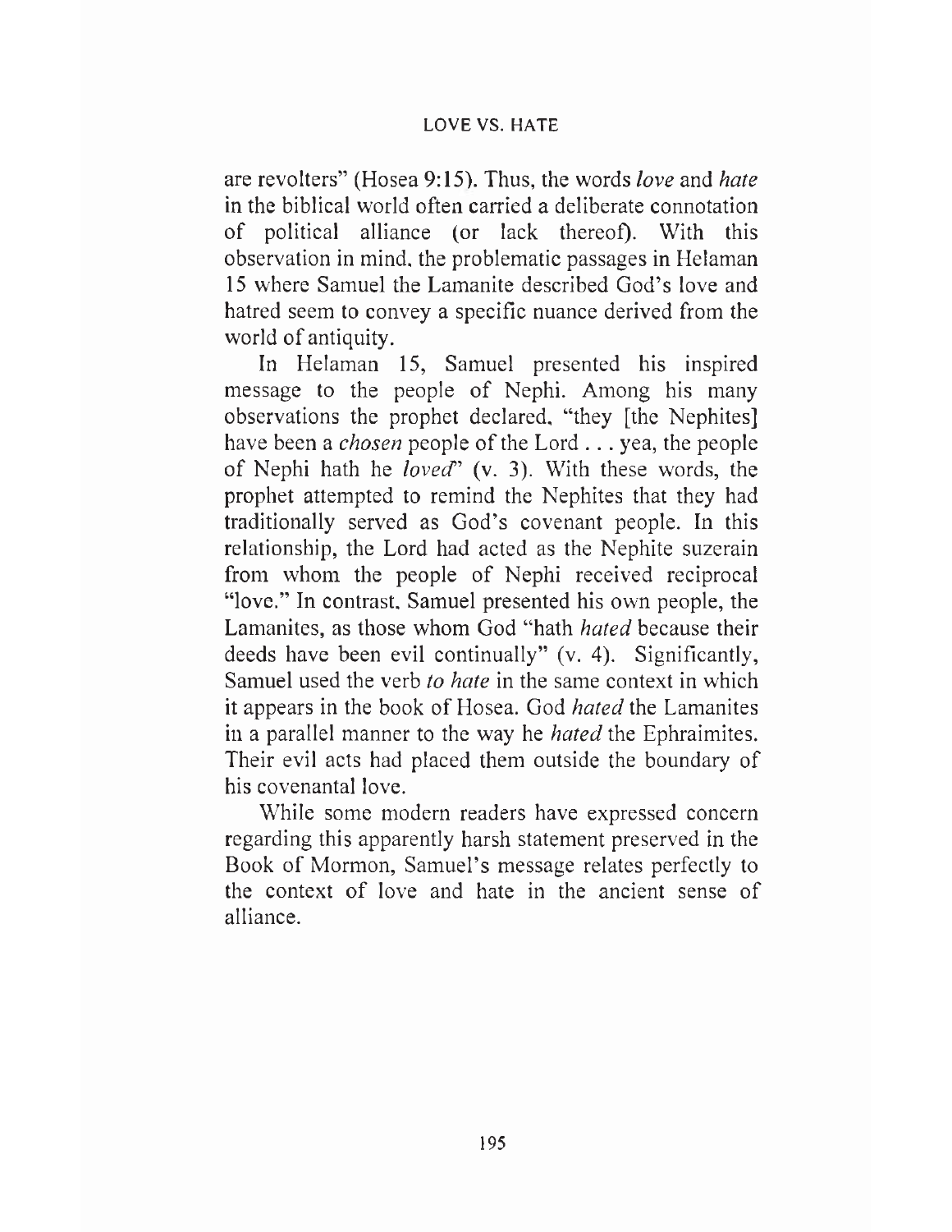are revolters" (Hosea 9:15). Thus, the words *love* and *hate* in the biblical world often carried a deliberate connotation of political alliance (or lack thereof). With this observation in mind, the problematic passages in Helaman 15 where Samuel the Lamanite described God's love and hatred seem to convey a specific nuance derived from the world of antiquity.

In Helaman 15, Samuel presented his inspired message to the people of Nephi. Among his many observations the prophet declared, "they [the Nephites] have been a *chosen* people of the Lord . . . yea, the people of Nephi hath he *loved*" (v. 3). With these words, the prophet attempted to remind the Nephites that they had traditionally served as God's covenant people. In this relationship, the Lord had acted as the Nephite suzerain from whom the people of Nephi received reciprocal "love." In contrast, Samuel presented his own people, the Lamanites, as those whom God "hath *hated* because their deeds have been evil continually" (v. 4). Significantly, Samuel used the verb *to hate* in the same context in which it appears in the book of Hosea. God *hated* the Lamanites in a parallel manner to the way he *hated* the Ephraimites. Their evil acts had placed them outside the boundary of his covenantal love.

While some modern readers have expressed concern regarding this apparently harsh statement preserved in the Book of Mormon, Samuel's message relates perfectly to the context of love and hate in the ancient sense of alliance.